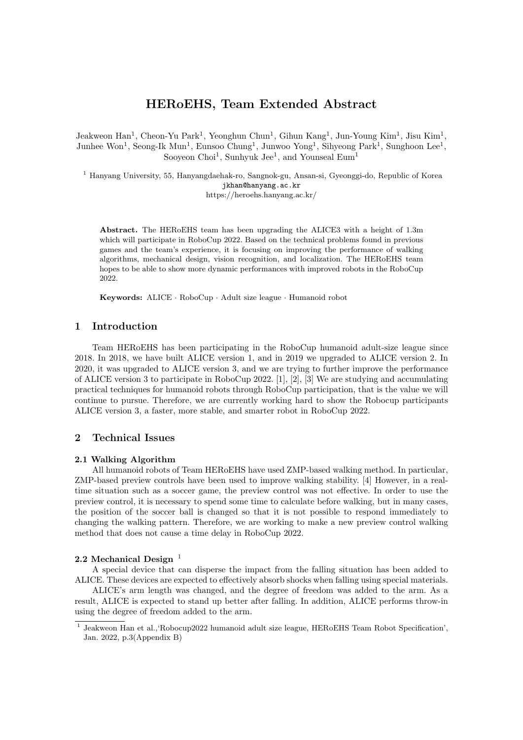# HERoEHS, Team Extended Abstract

Jeakweon Han[1], Cheon-Yu Park[1], Yeonghun Chun[1], Gihun Kang[1], Jun-Young Kim[1], Jisu Kim[1], Junhee Won[1], Seong-Ik Mun[1], Eunsoo Chung[1], Junwoo Yong[1], Sihyeong Park[1], Sunghoon Lee[1], Sooyeon Choi[1], Sunhyuk Jee[1], and Younseal Eum[1]

[1] Hanyang University, 55, Hanyangdaehak-ro, Sangnok-gu, Ansan-si, Gyeonggi-do, Republic of Korea
jkhan@hanyang.ac.kr
https://heroehs.hanyang.ac.kr/

**Abstract.** The HERoEHS team has been upgrading the ALICE3 with a height of 1.3m which will participate in RoboCup 2022. Based on the technical problems found in previous games and the team's experience, it is focusing on improving the performance of walking algorithms, mechanical design, vision recognition, and localization. The HERoEHS team hopes to be able to show more dynamic performances with improved robots in the RoboCup 2022.

**Keywords:** ALICE · RoboCup · Adult size league · Humanoid robot

## 1 Introduction

Team HERoEHS has been participating in the RoboCup humanoid adult-size league since 2018. In 2018, we have built ALICE version 1, and in 2019 we upgraded to ALICE version 2. In 2020, it was upgraded to ALICE version 3, and we are trying to further improve the performance of ALICE version 3 to participate in RoboCup 2022. [1], [2], [3] We are studying and accumulating practical techniques for humanoid robots through RoboCup participation, that is the value we will continue to pursue. Therefore, we are currently working hard to show the Robocup participants ALICE version 3, a faster, more stable, and smarter robot in RoboCup 2022.

## 2 Technical Issues

### 2.1 Walking Algorithm

All humanoid robots of Team HERoEHS have used ZMP-based walking method. In particular, ZMP-based preview controls have been used to improve walking stability. [4] However, in a real-time situation such as a soccer game, the preview control was not effective. In order to use the preview control, it is necessary to spend some time to calculate before walking, but in many cases, the position of the soccer ball is changed so that it is not possible to respond immediately to changing the walking pattern. Therefore, we are working to make a new preview control walking method that does not cause a time delay in RoboCup 2022.

### 2.2 Mechanical Design [1]

A special device that can disperse the impact from the falling situation has been added to ALICE. These devices are expected to effectively absorb shocks when falling using special materials.

ALICE's arm length was changed, and the degree of freedom was added to the arm. As a result, ALICE is expected to stand up better after falling. In addition, ALICE performs throw-in using the degree of freedom added to the arm.

[1] Jeakweon Han et al.,'Robocup2022 humanoid adult size league, HERoEHS Team Robot Specification', Jan. 2022, p.3(Appendix B)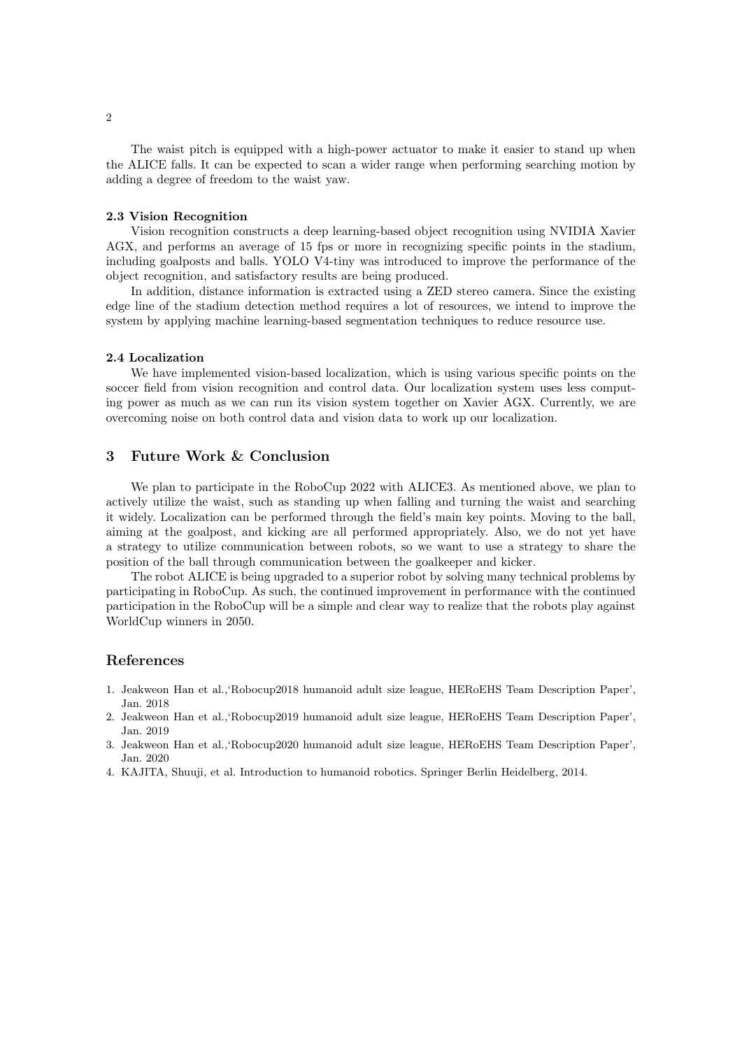The waist pitch is equipped with a high-power actuator to make it easier to stand up when the ALICE falls. It can be expected to scan a wider range when performing searching motion by adding a degree of freedom to the waist yaw.

### 2.3 Vision Recognition

Vision recognition constructs a deep learning-based object recognition using NVIDIA Xavier AGX, and performs an average of 15 fps or more in recognizing specific points in the stadium, including goalposts and balls. YOLO V4-tiny was introduced to improve the performance of the object recognition, and satisfactory results are being produced.

In addition, distance information is extracted using a ZED stereo camera. Since the existing edge line of the stadium detection method requires a lot of resources, we intend to improve the system by applying machine learning-based segmentation techniques to reduce resource use.

### 2.4 Localization

We have implemented vision-based localization, which is using various specific points on the soccer field from vision recognition and control data. Our localization system uses less computing power as much as we can run its vision system together on Xavier AGX. Currently, we are overcoming noise on both control data and vision data to work up our localization.

## 3 Future Work & Conclusion

We plan to participate in the RoboCup 2022 with ALICE3. As mentioned above, we plan to actively utilize the waist, such as standing up when falling and turning the waist and searching it widely. Localization can be performed through the field's main key points. Moving to the ball, aiming at the goalpost, and kicking are all performed appropriately. Also, we do not yet have a strategy to utilize communication between robots, so we want to use a strategy to share the position of the ball through communication between the goalkeeper and kicker.

The robot ALICE is being upgraded to a superior robot by solving many technical problems by participating in RoboCup. As such, the continued improvement in performance with the continued participation in the RoboCup will be a simple and clear way to realize that the robots play against WorldCup winners in 2050.

## References

1. Jeakweon Han et al.,'Robocup2018 humanoid adult size league, HERoEHS Team Description Paper', Jan. 2018
2. Jeakweon Han et al.,'Robocup2019 humanoid adult size league, HERoEHS Team Description Paper', Jan. 2019
3. Jeakweon Han et al.,'Robocup2020 humanoid adult size league, HERoEHS Team Description Paper', Jan. 2020
4. KAJITA, Shuuji, et al. Introduction to humanoid robotics. Springer Berlin Heidelberg, 2014.